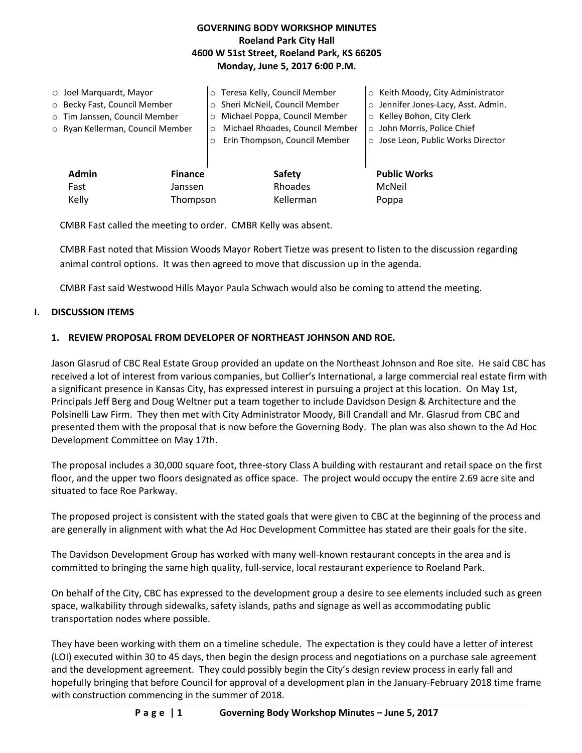**GOVERNING BODY WORKSHOP MINUTES**
**Roeland Park City Hall**
**4600 W 51st Street, Roeland Park, KS 66205**
**Monday, June 5, 2017 6:00 P.M.**

- Joel Marquardt, Mayor
- Becky Fast, Council Member
- Tim Janssen, Council Member
- Ryan Kellerman, Council Member
- Teresa Kelly, Council Member
- Sheri McNeil, Council Member
- Michael Poppa, Council Member
- Michael Rhoades, Council Member
- Erin Thompson, Council Member
- Keith Moody, City Administrator
- Jennifer Jones-Lacy, Asst. Admin.
- Kelley Bohon, City Clerk
- John Morris, Police Chief
- Jose Leon, Public Works Director

| Admin | Finance | Safety | Public Works |
|---|---|---|---|
| Fast | Janssen | Rhoades | McNeil |
| Kelly | Thompson | Kellerman | Poppa |

CMBR Fast called the meeting to order. CMBR Kelly was absent.

CMBR Fast noted that Mission Woods Mayor Robert Tietze was present to listen to the discussion regarding animal control options. It was then agreed to move that discussion up in the agenda.

CMBR Fast said Westwood Hills Mayor Paula Schwach would also be coming to attend the meeting.

## I. DISCUSSION ITEMS

### 1. REVIEW PROPOSAL FROM DEVELOPER OF NORTHEAST JOHNSON AND ROE.

Jason Glasrud of CBC Real Estate Group provided an update on the Northeast Johnson and Roe site. He said CBC has received a lot of interest from various companies, but Collier's International, a large commercial real estate firm with a significant presence in Kansas City, has expressed interest in pursuing a project at this location. On May 1st, Principals Jeff Berg and Doug Weltner put a team together to include Davidson Design & Architecture and the Polsinelli Law Firm. They then met with City Administrator Moody, Bill Crandall and Mr. Glasrud from CBC and presented them with the proposal that is now before the Governing Body. The plan was also shown to the Ad Hoc Development Committee on May 17th.

The proposal includes a 30,000 square foot, three-story Class A building with restaurant and retail space on the first floor, and the upper two floors designated as office space. The project would occupy the entire 2.69 acre site and situated to face Roe Parkway.

The proposed project is consistent with the stated goals that were given to CBC at the beginning of the process and are generally in alignment with what the Ad Hoc Development Committee has stated are their goals for the site.

The Davidson Development Group has worked with many well-known restaurant concepts in the area and is committed to bringing the same high quality, full-service, local restaurant experience to Roeland Park.

On behalf of the City, CBC has expressed to the development group a desire to see elements included such as green space, walkability through sidewalks, safety islands, paths and signage as well as accommodating public transportation nodes where possible.

They have been working with them on a timeline schedule. The expectation is they could have a letter of interest (LOI) executed within 30 to 45 days, then begin the design process and negotiations on a purchase sale agreement and the development agreement. They could possibly begin the City's design review process in early fall and hopefully bringing that before Council for approval of a development plan in the January-February 2018 time frame with construction commencing in the summer of 2018.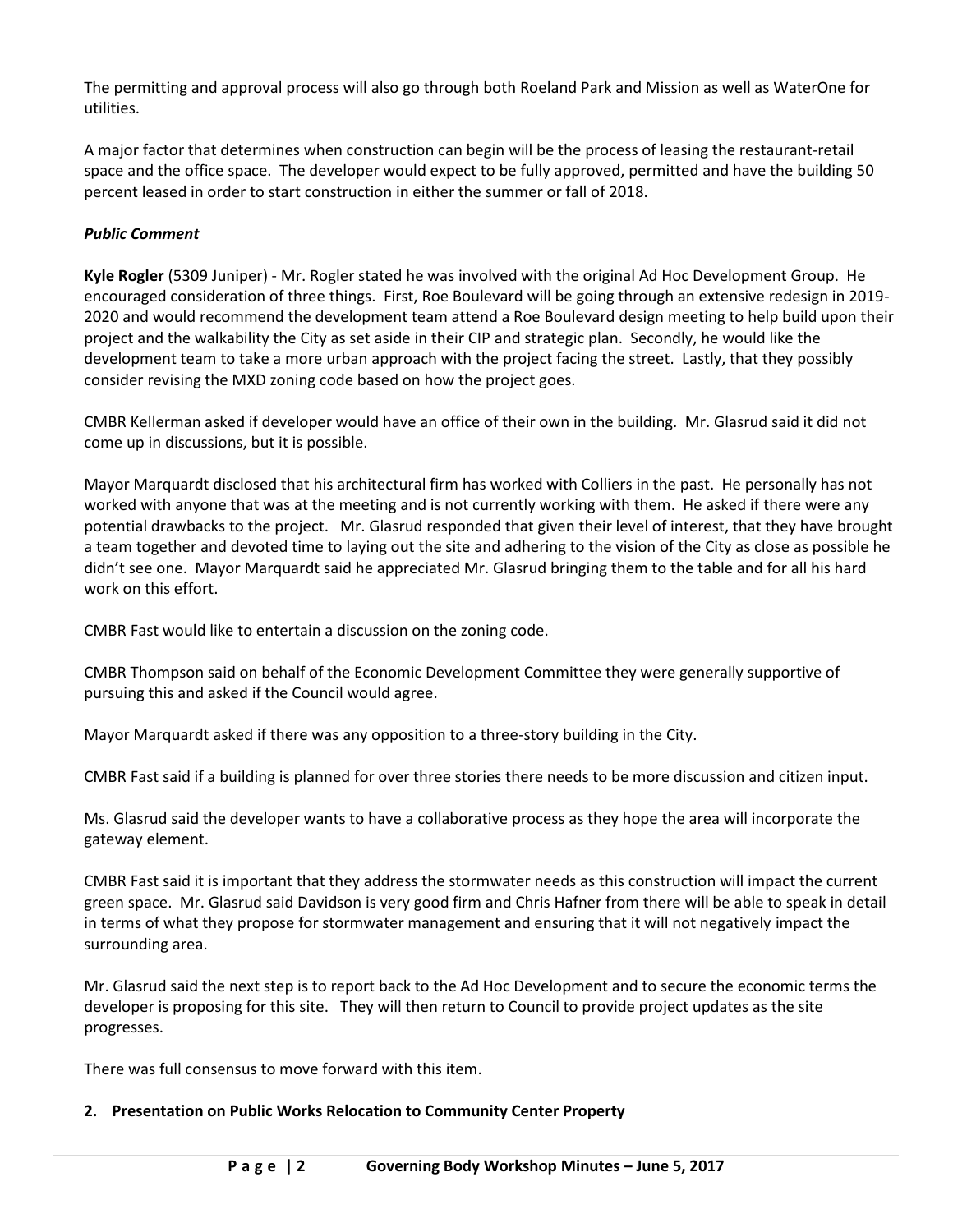The permitting and approval process will also go through both Roeland Park and Mission as well as WaterOne for utilities.

A major factor that determines when construction can begin will be the process of leasing the restaurant-retail space and the office space. The developer would expect to be fully approved, permitted and have the building 50 percent leased in order to start construction in either the summer or fall of 2018.

***Public Comment***

**Kyle Rogler** (5309 Juniper) - Mr. Rogler stated he was involved with the original Ad Hoc Development Group. He encouraged consideration of three things. First, Roe Boulevard will be going through an extensive redesign in 2019-2020 and would recommend the development team attend a Roe Boulevard design meeting to help build upon their project and the walkability the City as set aside in their CIP and strategic plan. Secondly, he would like the development team to take a more urban approach with the project facing the street. Lastly, that they possibly consider revising the MXD zoning code based on how the project goes.

CMBR Kellerman asked if developer would have an office of their own in the building. Mr. Glasrud said it did not come up in discussions, but it is possible.

Mayor Marquardt disclosed that his architectural firm has worked with Colliers in the past. He personally has not worked with anyone that was at the meeting and is not currently working with them. He asked if there were any potential drawbacks to the project. Mr. Glasrud responded that given their level of interest, that they have brought a team together and devoted time to laying out the site and adhering to the vision of the City as close as possible he didn't see one. Mayor Marquardt said he appreciated Mr. Glasrud bringing them to the table and for all his hard work on this effort.

CMBR Fast would like to entertain a discussion on the zoning code.

CMBR Thompson said on behalf of the Economic Development Committee they were generally supportive of pursuing this and asked if the Council would agree.

Mayor Marquardt asked if there was any opposition to a three-story building in the City.

CMBR Fast said if a building is planned for over three stories there needs to be more discussion and citizen input.

Ms. Glasrud said the developer wants to have a collaborative process as they hope the area will incorporate the gateway element.

CMBR Fast said it is important that they address the stormwater needs as this construction will impact the current green space. Mr. Glasrud said Davidson is very good firm and Chris Hafner from there will be able to speak in detail in terms of what they propose for stormwater management and ensuring that it will not negatively impact the surrounding area.

Mr. Glasrud said the next step is to report back to the Ad Hoc Development and to secure the economic terms the developer is proposing for this site. They will then return to Council to provide project updates as the site progresses.

There was full consensus to move forward with this item.

**2. Presentation on Public Works Relocation to Community Center Property**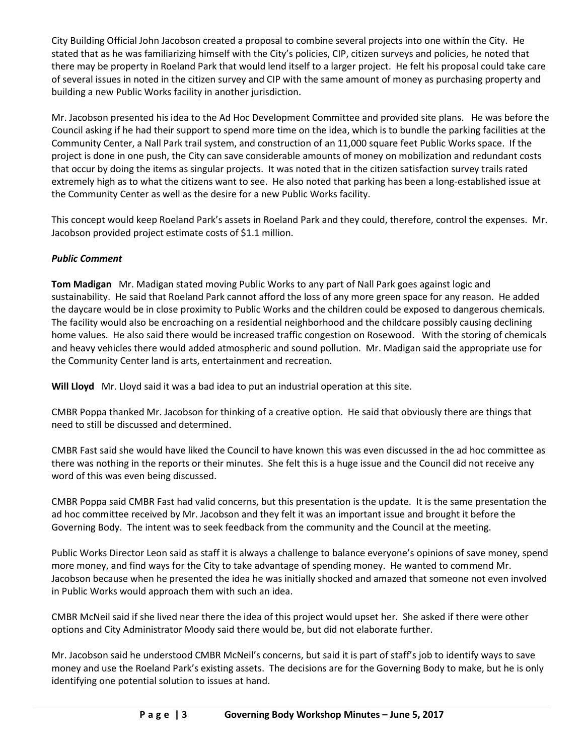City Building Official John Jacobson created a proposal to combine several projects into one within the City. He stated that as he was familiarizing himself with the City's policies, CIP, citizen surveys and policies, he noted that there may be property in Roeland Park that would lend itself to a larger project. He felt his proposal could take care of several issues in noted in the citizen survey and CIP with the same amount of money as purchasing property and building a new Public Works facility in another jurisdiction.

Mr. Jacobson presented his idea to the Ad Hoc Development Committee and provided site plans. He was before the Council asking if he had their support to spend more time on the idea, which is to bundle the parking facilities at the Community Center, a Nall Park trail system, and construction of an 11,000 square feet Public Works space. If the project is done in one push, the City can save considerable amounts of money on mobilization and redundant costs that occur by doing the items as singular projects. It was noted that in the citizen satisfaction survey trails rated extremely high as to what the citizens want to see. He also noted that parking has been a long-established issue at the Community Center as well as the desire for a new Public Works facility.

This concept would keep Roeland Park's assets in Roeland Park and they could, therefore, control the expenses. Mr. Jacobson provided project estimate costs of $1.1 million.

***Public Comment***

**Tom Madigan** Mr. Madigan stated moving Public Works to any part of Nall Park goes against logic and sustainability. He said that Roeland Park cannot afford the loss of any more green space for any reason. He added the daycare would be in close proximity to Public Works and the children could be exposed to dangerous chemicals. The facility would also be encroaching on a residential neighborhood and the childcare possibly causing declining home values. He also said there would be increased traffic congestion on Rosewood. With the storing of chemicals and heavy vehicles there would added atmospheric and sound pollution. Mr. Madigan said the appropriate use for the Community Center land is arts, entertainment and recreation.

**Will Lloyd** Mr. Lloyd said it was a bad idea to put an industrial operation at this site.

CMBR Poppa thanked Mr. Jacobson for thinking of a creative option. He said that obviously there are things that need to still be discussed and determined.

CMBR Fast said she would have liked the Council to have known this was even discussed in the ad hoc committee as there was nothing in the reports or their minutes. She felt this is a huge issue and the Council did not receive any word of this was even being discussed.

CMBR Poppa said CMBR Fast had valid concerns, but this presentation is the update. It is the same presentation the ad hoc committee received by Mr. Jacobson and they felt it was an important issue and brought it before the Governing Body. The intent was to seek feedback from the community and the Council at the meeting.

Public Works Director Leon said as staff it is always a challenge to balance everyone's opinions of save money, spend more money, and find ways for the City to take advantage of spending money. He wanted to commend Mr. Jacobson because when he presented the idea he was initially shocked and amazed that someone not even involved in Public Works would approach them with such an idea.

CMBR McNeil said if she lived near there the idea of this project would upset her. She asked if there were other options and City Administrator Moody said there would be, but did not elaborate further.

Mr. Jacobson said he understood CMBR McNeil's concerns, but said it is part of staff's job to identify ways to save money and use the Roeland Park's existing assets. The decisions are for the Governing Body to make, but he is only identifying one potential solution to issues at hand.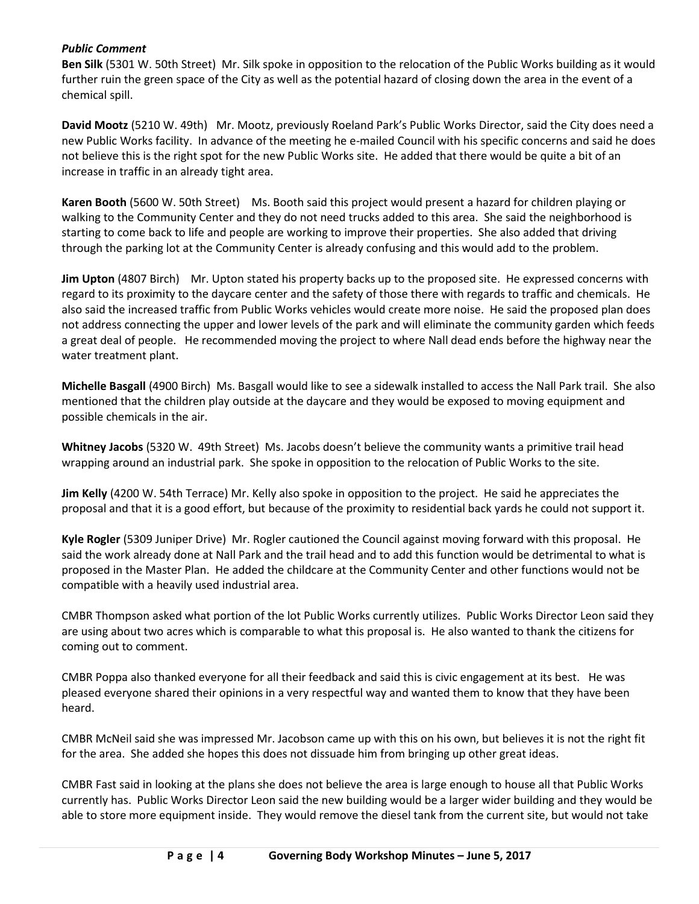***Public Comment***

**Ben Silk** (5301 W. 50th Street) Mr. Silk spoke in opposition to the relocation of the Public Works building as it would further ruin the green space of the City as well as the potential hazard of closing down the area in the event of a chemical spill.

**David Mootz** (5210 W. 49th) Mr. Mootz, previously Roeland Park's Public Works Director, said the City does need a new Public Works facility. In advance of the meeting he e-mailed Council with his specific concerns and said he does not believe this is the right spot for the new Public Works site. He added that there would be quite a bit of an increase in traffic in an already tight area.

**Karen Booth** (5600 W. 50th Street) Ms. Booth said this project would present a hazard for children playing or walking to the Community Center and they do not need trucks added to this area. She said the neighborhood is starting to come back to life and people are working to improve their properties. She also added that driving through the parking lot at the Community Center is already confusing and this would add to the problem.

**Jim Upton** (4807 Birch) Mr. Upton stated his property backs up to the proposed site. He expressed concerns with regard to its proximity to the daycare center and the safety of those there with regards to traffic and chemicals. He also said the increased traffic from Public Works vehicles would create more noise. He said the proposed plan does not address connecting the upper and lower levels of the park and will eliminate the community garden which feeds a great deal of people. He recommended moving the project to where Nall dead ends before the highway near the water treatment plant.

**Michelle Basgall** (4900 Birch) Ms. Basgall would like to see a sidewalk installed to access the Nall Park trail. She also mentioned that the children play outside at the daycare and they would be exposed to moving equipment and possible chemicals in the air.

**Whitney Jacobs** (5320 W. 49th Street) Ms. Jacobs doesn't believe the community wants a primitive trail head wrapping around an industrial park. She spoke in opposition to the relocation of Public Works to the site.

**Jim Kelly** (4200 W. 54th Terrace) Mr. Kelly also spoke in opposition to the project. He said he appreciates the proposal and that it is a good effort, but because of the proximity to residential back yards he could not support it.

**Kyle Rogler** (5309 Juniper Drive) Mr. Rogler cautioned the Council against moving forward with this proposal. He said the work already done at Nall Park and the trail head and to add this function would be detrimental to what is proposed in the Master Plan. He added the childcare at the Community Center and other functions would not be compatible with a heavily used industrial area.

CMBR Thompson asked what portion of the lot Public Works currently utilizes. Public Works Director Leon said they are using about two acres which is comparable to what this proposal is. He also wanted to thank the citizens for coming out to comment.

CMBR Poppa also thanked everyone for all their feedback and said this is civic engagement at its best. He was pleased everyone shared their opinions in a very respectful way and wanted them to know that they have been heard.

CMBR McNeil said she was impressed Mr. Jacobson came up with this on his own, but believes it is not the right fit for the area. She added she hopes this does not dissuade him from bringing up other great ideas.

CMBR Fast said in looking at the plans she does not believe the area is large enough to house all that Public Works currently has. Public Works Director Leon said the new building would be a larger wider building and they would be able to store more equipment inside. They would remove the diesel tank from the current site, but would not take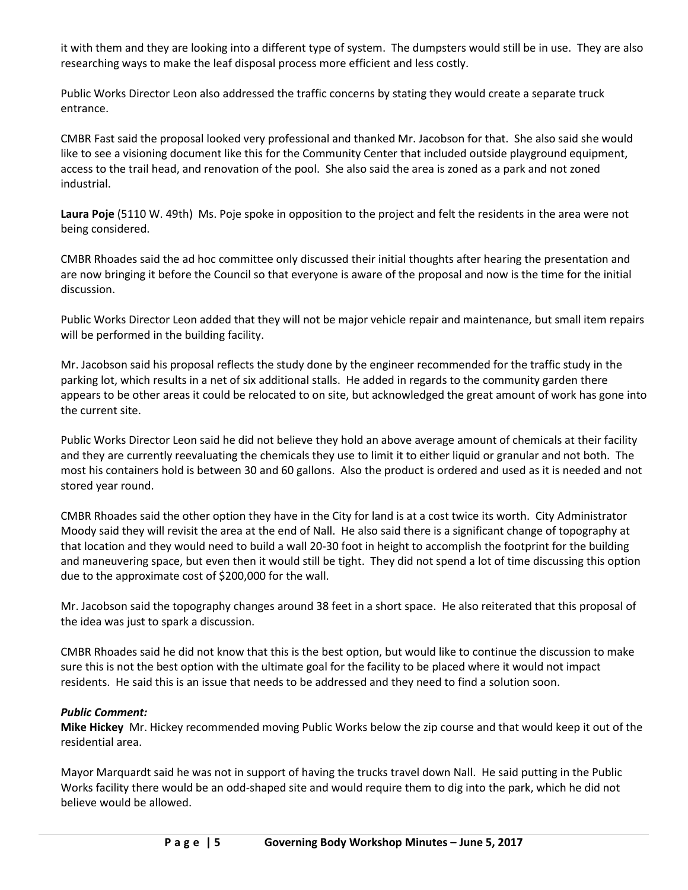it with them and they are looking into a different type of system. The dumpsters would still be in use. They are also researching ways to make the leaf disposal process more efficient and less costly.

Public Works Director Leon also addressed the traffic concerns by stating they would create a separate truck entrance.

CMBR Fast said the proposal looked very professional and thanked Mr. Jacobson for that. She also said she would like to see a visioning document like this for the Community Center that included outside playground equipment, access to the trail head, and renovation of the pool. She also said the area is zoned as a park and not zoned industrial.

**Laura Poje** (5110 W. 49th) Ms. Poje spoke in opposition to the project and felt the residents in the area were not being considered.

CMBR Rhoades said the ad hoc committee only discussed their initial thoughts after hearing the presentation and are now bringing it before the Council so that everyone is aware of the proposal and now is the time for the initial discussion.

Public Works Director Leon added that they will not be major vehicle repair and maintenance, but small item repairs will be performed in the building facility.

Mr. Jacobson said his proposal reflects the study done by the engineer recommended for the traffic study in the parking lot, which results in a net of six additional stalls. He added in regards to the community garden there appears to be other areas it could be relocated to on site, but acknowledged the great amount of work has gone into the current site.

Public Works Director Leon said he did not believe they hold an above average amount of chemicals at their facility and they are currently reevaluating the chemicals they use to limit it to either liquid or granular and not both. The most his containers hold is between 30 and 60 gallons. Also the product is ordered and used as it is needed and not stored year round.

CMBR Rhoades said the other option they have in the City for land is at a cost twice its worth. City Administrator Moody said they will revisit the area at the end of Nall. He also said there is a significant change of topography at that location and they would need to build a wall 20-30 foot in height to accomplish the footprint for the building and maneuvering space, but even then it would still be tight. They did not spend a lot of time discussing this option due to the approximate cost of $200,000 for the wall.

Mr. Jacobson said the topography changes around 38 feet in a short space. He also reiterated that this proposal of the idea was just to spark a discussion.

CMBR Rhoades said he did not know that this is the best option, but would like to continue the discussion to make sure this is not the best option with the ultimate goal for the facility to be placed where it would not impact residents. He said this is an issue that needs to be addressed and they need to find a solution soon.

***Public Comment:***

**Mike Hickey** Mr. Hickey recommended moving Public Works below the zip course and that would keep it out of the residential area.

Mayor Marquardt said he was not in support of having the trucks travel down Nall. He said putting in the Public Works facility there would be an odd-shaped site and would require them to dig into the park, which he did not believe would be allowed.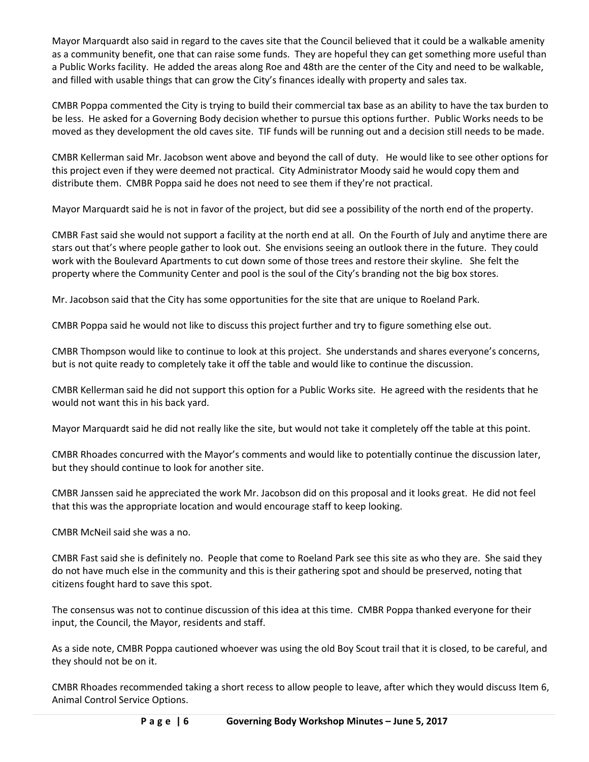Mayor Marquardt also said in regard to the caves site that the Council believed that it could be a walkable amenity as a community benefit, one that can raise some funds. They are hopeful they can get something more useful than a Public Works facility. He added the areas along Roe and 48th are the center of the City and need to be walkable, and filled with usable things that can grow the City's finances ideally with property and sales tax.

CMBR Poppa commented the City is trying to build their commercial tax base as an ability to have the tax burden to be less. He asked for a Governing Body decision whether to pursue this options further. Public Works needs to be moved as they development the old caves site. TIF funds will be running out and a decision still needs to be made.

CMBR Kellerman said Mr. Jacobson went above and beyond the call of duty. He would like to see other options for this project even if they were deemed not practical. City Administrator Moody said he would copy them and distribute them. CMBR Poppa said he does not need to see them if they're not practical.

Mayor Marquardt said he is not in favor of the project, but did see a possibility of the north end of the property.

CMBR Fast said she would not support a facility at the north end at all. On the Fourth of July and anytime there are stars out that's where people gather to look out. She envisions seeing an outlook there in the future. They could work with the Boulevard Apartments to cut down some of those trees and restore their skyline. She felt the property where the Community Center and pool is the soul of the City's branding not the big box stores.

Mr. Jacobson said that the City has some opportunities for the site that are unique to Roeland Park.

CMBR Poppa said he would not like to discuss this project further and try to figure something else out.

CMBR Thompson would like to continue to look at this project. She understands and shares everyone's concerns, but is not quite ready to completely take it off the table and would like to continue the discussion.

CMBR Kellerman said he did not support this option for a Public Works site. He agreed with the residents that he would not want this in his back yard.

Mayor Marquardt said he did not really like the site, but would not take it completely off the table at this point.

CMBR Rhoades concurred with the Mayor's comments and would like to potentially continue the discussion later, but they should continue to look for another site.

CMBR Janssen said he appreciated the work Mr. Jacobson did on this proposal and it looks great. He did not feel that this was the appropriate location and would encourage staff to keep looking.

CMBR McNeil said she was a no.

CMBR Fast said she is definitely no. People that come to Roeland Park see this site as who they are. She said they do not have much else in the community and this is their gathering spot and should be preserved, noting that citizens fought hard to save this spot.

The consensus was not to continue discussion of this idea at this time. CMBR Poppa thanked everyone for their input, the Council, the Mayor, residents and staff.

As a side note, CMBR Poppa cautioned whoever was using the old Boy Scout trail that it is closed, to be careful, and they should not be on it.

CMBR Rhoades recommended taking a short recess to allow people to leave, after which they would discuss Item 6, Animal Control Service Options.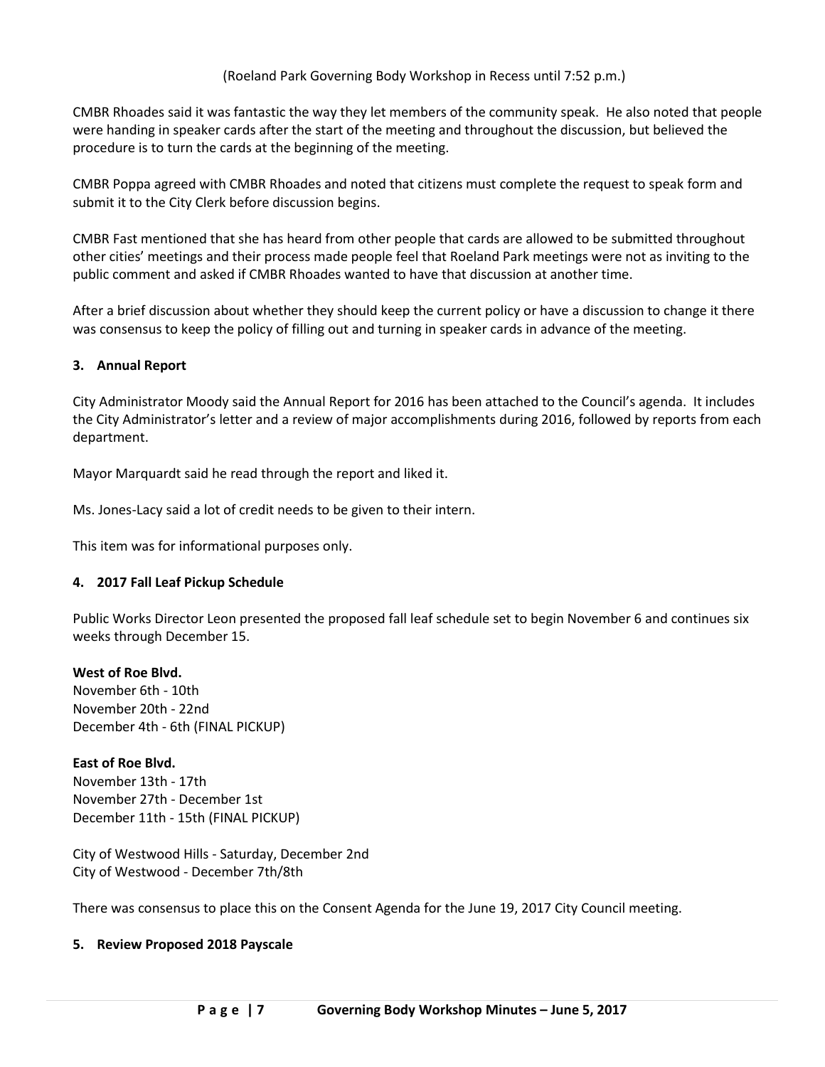(Roeland Park Governing Body Workshop in Recess until 7:52 p.m.)

CMBR Rhoades said it was fantastic the way they let members of the community speak. He also noted that people were handing in speaker cards after the start of the meeting and throughout the discussion, but believed the procedure is to turn the cards at the beginning of the meeting.

CMBR Poppa agreed with CMBR Rhoades and noted that citizens must complete the request to speak form and submit it to the City Clerk before discussion begins.

CMBR Fast mentioned that she has heard from other people that cards are allowed to be submitted throughout other cities' meetings and their process made people feel that Roeland Park meetings were not as inviting to the public comment and asked if CMBR Rhoades wanted to have that discussion at another time.

After a brief discussion about whether they should keep the current policy or have a discussion to change it there was consensus to keep the policy of filling out and turning in speaker cards in advance of the meeting.

**3. Annual Report**

City Administrator Moody said the Annual Report for 2016 has been attached to the Council's agenda. It includes the City Administrator's letter and a review of major accomplishments during 2016, followed by reports from each department.

Mayor Marquardt said he read through the report and liked it.

Ms. Jones-Lacy said a lot of credit needs to be given to their intern.

This item was for informational purposes only.

**4. 2017 Fall Leaf Pickup Schedule**

Public Works Director Leon presented the proposed fall leaf schedule set to begin November 6 and continues six weeks through December 15.

**West of Roe Blvd.**
November 6th - 10th
November 20th - 22nd
December 4th - 6th (FINAL PICKUP)

**East of Roe Blvd.**
November 13th - 17th
November 27th - December 1st
December 11th - 15th (FINAL PICKUP)

City of Westwood Hills - Saturday, December 2nd
City of Westwood - December 7th/8th

There was consensus to place this on the Consent Agenda for the June 19, 2017 City Council meeting.

**5. Review Proposed 2018 Payscale**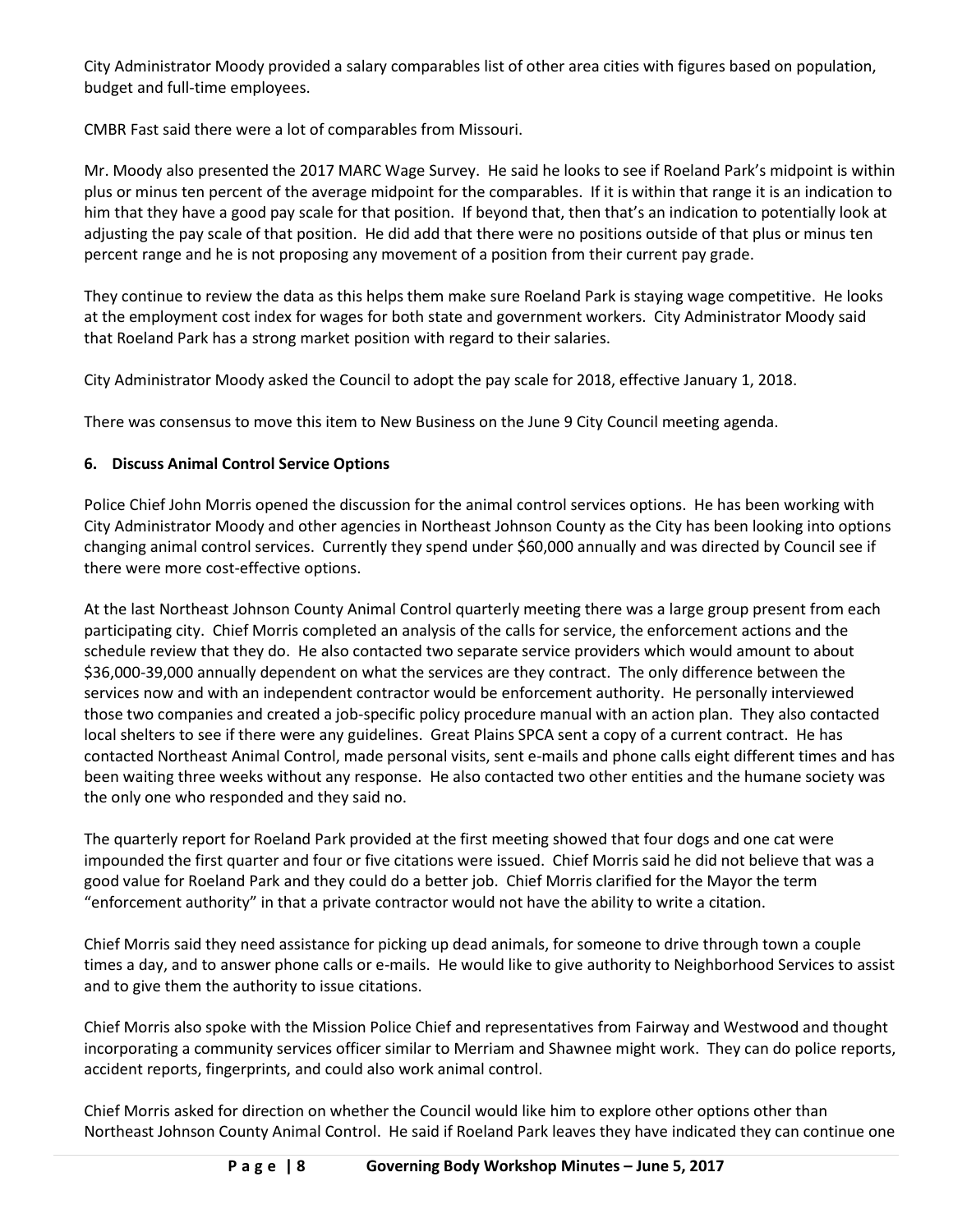City Administrator Moody provided a salary comparables list of other area cities with figures based on population, budget and full-time employees.

CMBR Fast said there were a lot of comparables from Missouri.

Mr. Moody also presented the 2017 MARC Wage Survey. He said he looks to see if Roeland Park's midpoint is within plus or minus ten percent of the average midpoint for the comparables. If it is within that range it is an indication to him that they have a good pay scale for that position. If beyond that, then that's an indication to potentially look at adjusting the pay scale of that position. He did add that there were no positions outside of that plus or minus ten percent range and he is not proposing any movement of a position from their current pay grade.

They continue to review the data as this helps them make sure Roeland Park is staying wage competitive. He looks at the employment cost index for wages for both state and government workers. City Administrator Moody said that Roeland Park has a strong market position with regard to their salaries.

City Administrator Moody asked the Council to adopt the pay scale for 2018, effective January 1, 2018.

There was consensus to move this item to New Business on the June 9 City Council meeting agenda.

**6. Discuss Animal Control Service Options**

Police Chief John Morris opened the discussion for the animal control services options. He has been working with City Administrator Moody and other agencies in Northeast Johnson County as the City has been looking into options changing animal control services. Currently they spend under $60,000 annually and was directed by Council see if there were more cost-effective options.

At the last Northeast Johnson County Animal Control quarterly meeting there was a large group present from each participating city. Chief Morris completed an analysis of the calls for service, the enforcement actions and the schedule review that they do. He also contacted two separate service providers which would amount to about $36,000-39,000 annually dependent on what the services are they contract. The only difference between the services now and with an independent contractor would be enforcement authority. He personally interviewed those two companies and created a job-specific policy procedure manual with an action plan. They also contacted local shelters to see if there were any guidelines. Great Plains SPCA sent a copy of a current contract. He has contacted Northeast Animal Control, made personal visits, sent e-mails and phone calls eight different times and has been waiting three weeks without any response. He also contacted two other entities and the humane society was the only one who responded and they said no.

The quarterly report for Roeland Park provided at the first meeting showed that four dogs and one cat were impounded the first quarter and four or five citations were issued. Chief Morris said he did not believe that was a good value for Roeland Park and they could do a better job. Chief Morris clarified for the Mayor the term "enforcement authority" in that a private contractor would not have the ability to write a citation.

Chief Morris said they need assistance for picking up dead animals, for someone to drive through town a couple times a day, and to answer phone calls or e-mails. He would like to give authority to Neighborhood Services to assist and to give them the authority to issue citations.

Chief Morris also spoke with the Mission Police Chief and representatives from Fairway and Westwood and thought incorporating a community services officer similar to Merriam and Shawnee might work. They can do police reports, accident reports, fingerprints, and could also work animal control.

Chief Morris asked for direction on whether the Council would like him to explore other options other than Northeast Johnson County Animal Control. He said if Roeland Park leaves they have indicated they can continue one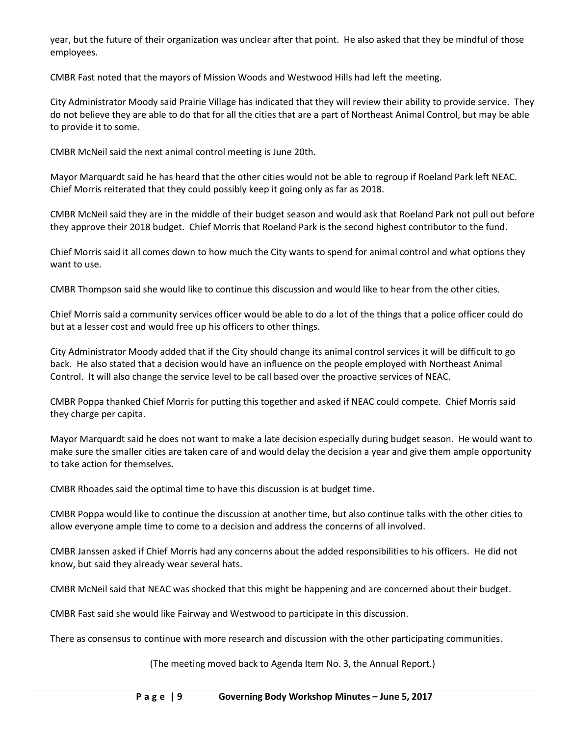year, but the future of their organization was unclear after that point. He also asked that they be mindful of those employees.

CMBR Fast noted that the mayors of Mission Woods and Westwood Hills had left the meeting.

City Administrator Moody said Prairie Village has indicated that they will review their ability to provide service. They do not believe they are able to do that for all the cities that are a part of Northeast Animal Control, but may be able to provide it to some.

CMBR McNeil said the next animal control meeting is June 20th.

Mayor Marquardt said he has heard that the other cities would not be able to regroup if Roeland Park left NEAC. Chief Morris reiterated that they could possibly keep it going only as far as 2018.

CMBR McNeil said they are in the middle of their budget season and would ask that Roeland Park not pull out before they approve their 2018 budget. Chief Morris that Roeland Park is the second highest contributor to the fund.

Chief Morris said it all comes down to how much the City wants to spend for animal control and what options they want to use.

CMBR Thompson said she would like to continue this discussion and would like to hear from the other cities.

Chief Morris said a community services officer would be able to do a lot of the things that a police officer could do but at a lesser cost and would free up his officers to other things.

City Administrator Moody added that if the City should change its animal control services it will be difficult to go back. He also stated that a decision would have an influence on the people employed with Northeast Animal Control. It will also change the service level to be call based over the proactive services of NEAC.

CMBR Poppa thanked Chief Morris for putting this together and asked if NEAC could compete. Chief Morris said they charge per capita.

Mayor Marquardt said he does not want to make a late decision especially during budget season. He would want to make sure the smaller cities are taken care of and would delay the decision a year and give them ample opportunity to take action for themselves.

CMBR Rhoades said the optimal time to have this discussion is at budget time.

CMBR Poppa would like to continue the discussion at another time, but also continue talks with the other cities to allow everyone ample time to come to a decision and address the concerns of all involved.

CMBR Janssen asked if Chief Morris had any concerns about the added responsibilities to his officers. He did not know, but said they already wear several hats.

CMBR McNeil said that NEAC was shocked that this might be happening and are concerned about their budget.

CMBR Fast said she would like Fairway and Westwood to participate in this discussion.

There as consensus to continue with more research and discussion with the other participating communities.

(The meeting moved back to Agenda Item No. 3, the Annual Report.)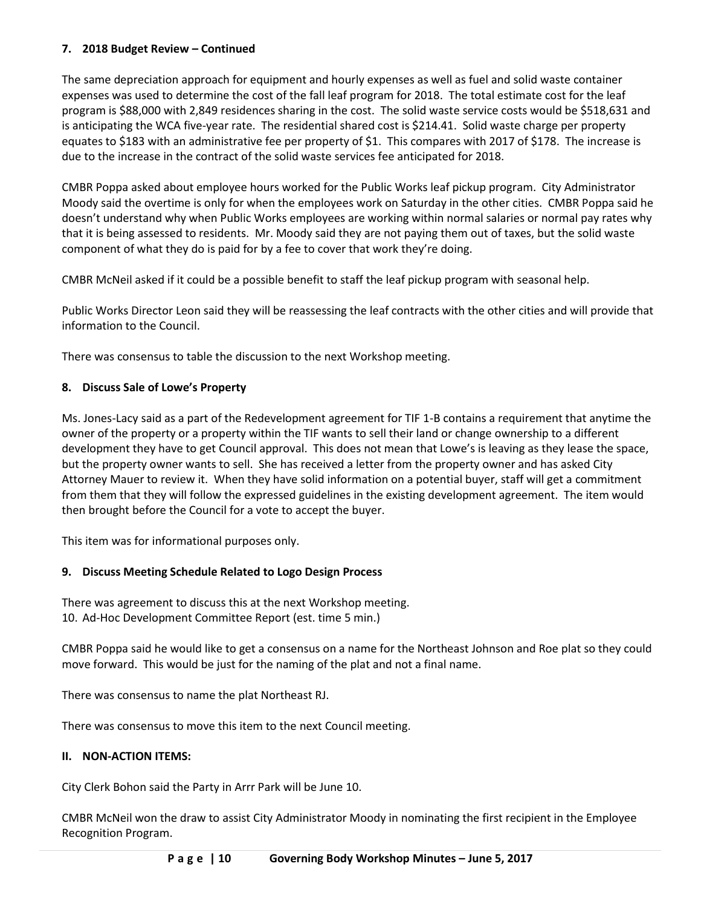**7. 2018 Budget Review – Continued**

The same depreciation approach for equipment and hourly expenses as well as fuel and solid waste container expenses was used to determine the cost of the fall leaf program for 2018. The total estimate cost for the leaf program is $88,000 with 2,849 residences sharing in the cost. The solid waste service costs would be $518,631 and is anticipating the WCA five-year rate. The residential shared cost is $214.41. Solid waste charge per property equates to $183 with an administrative fee per property of $1. This compares with 2017 of $178. The increase is due to the increase in the contract of the solid waste services fee anticipated for 2018.

CMBR Poppa asked about employee hours worked for the Public Works leaf pickup program. City Administrator Moody said the overtime is only for when the employees work on Saturday in the other cities. CMBR Poppa said he doesn't understand why when Public Works employees are working within normal salaries or normal pay rates why that it is being assessed to residents. Mr. Moody said they are not paying them out of taxes, but the solid waste component of what they do is paid for by a fee to cover that work they're doing.

CMBR McNeil asked if it could be a possible benefit to staff the leaf pickup program with seasonal help.

Public Works Director Leon said they will be reassessing the leaf contracts with the other cities and will provide that information to the Council.

There was consensus to table the discussion to the next Workshop meeting.

**8. Discuss Sale of Lowe's Property**

Ms. Jones-Lacy said as a part of the Redevelopment agreement for TIF 1-B contains a requirement that anytime the owner of the property or a property within the TIF wants to sell their land or change ownership to a different development they have to get Council approval. This does not mean that Lowe's is leaving as they lease the space, but the property owner wants to sell. She has received a letter from the property owner and has asked City Attorney Mauer to review it. When they have solid information on a potential buyer, staff will get a commitment from them that they will follow the expressed guidelines in the existing development agreement. The item would then brought before the Council for a vote to accept the buyer.

This item was for informational purposes only.

**9. Discuss Meeting Schedule Related to Logo Design Process**

There was agreement to discuss this at the next Workshop meeting.
10. Ad-Hoc Development Committee Report (est. time 5 min.)

CMBR Poppa said he would like to get a consensus on a name for the Northeast Johnson and Roe plat so they could move forward. This would be just for the naming of the plat and not a final name.

There was consensus to name the plat Northeast RJ.

There was consensus to move this item to the next Council meeting.

**II. NON-ACTION ITEMS:**

City Clerk Bohon said the Party in Arrr Park will be June 10.

CMBR McNeil won the draw to assist City Administrator Moody in nominating the first recipient in the Employee Recognition Program.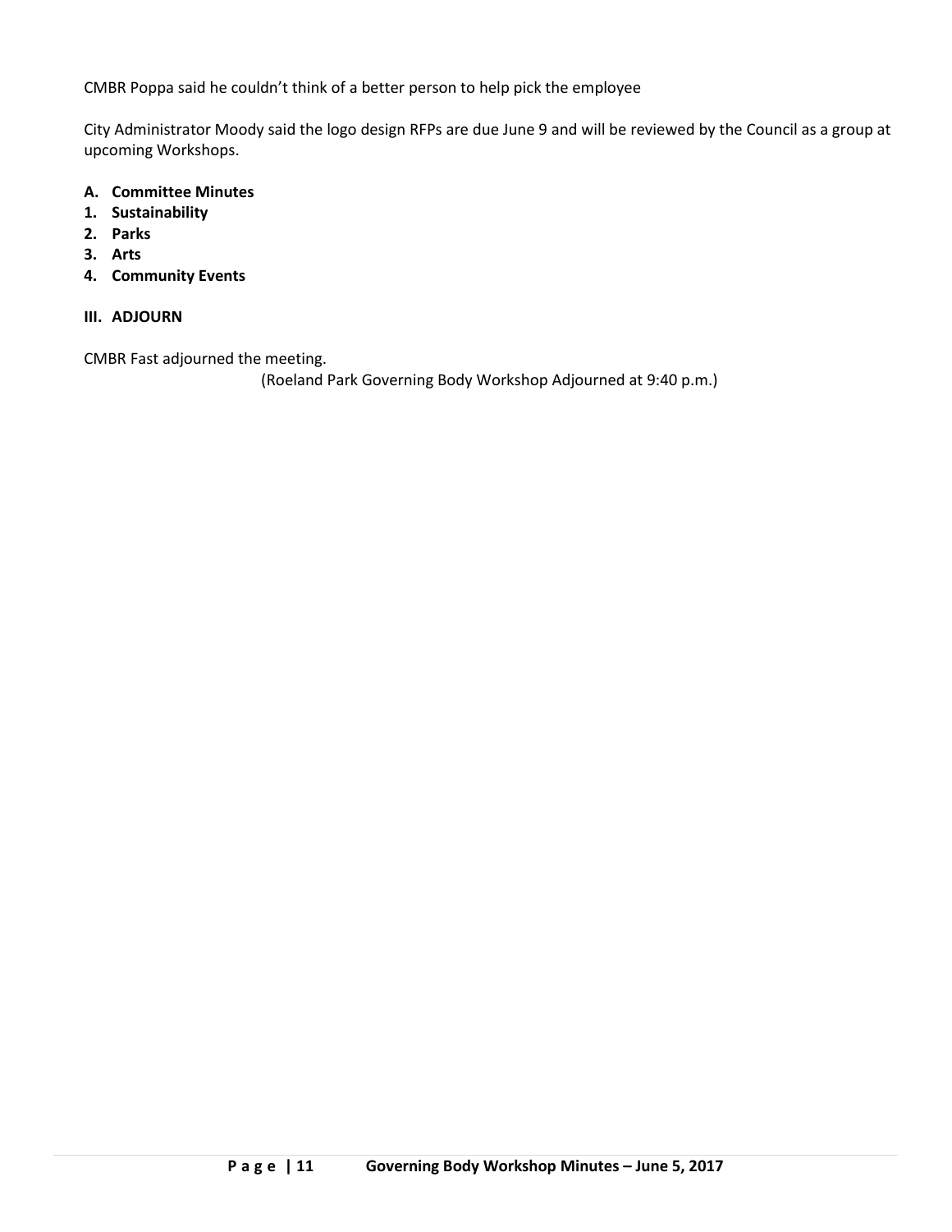CMBR Poppa said he couldn't think of a better person to help pick the employee

City Administrator Moody said the logo design RFPs are due June 9 and will be reviewed by the Council as a group at upcoming Workshops.

**A. Committee Minutes**

1. **Sustainability**
2. **Parks**
3. **Arts**
4. **Community Events**

**III. ADJOURN**

CMBR Fast adjourned the meeting.

(Roeland Park Governing Body Workshop Adjourned at 9:40 p.m.)